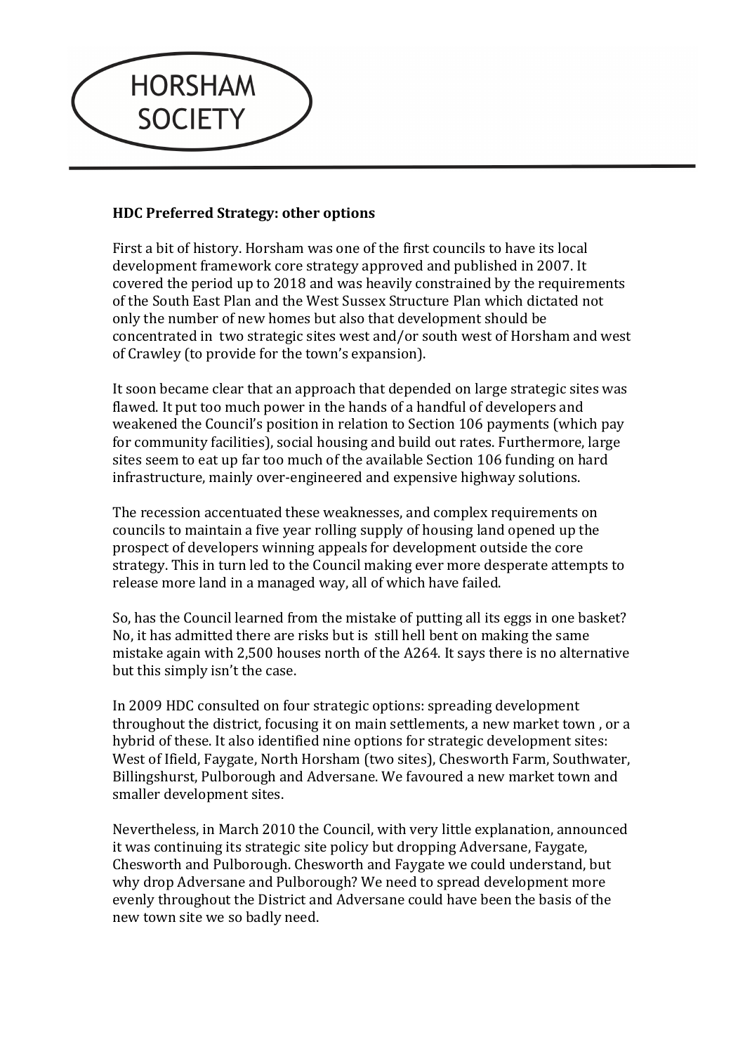HORSHAM SOCIETY

**HDC Preferred Strategy: other options**

First a bit of history. Horsham was one of the first councils to have its local development framework core strategy approved and published in 2007. It covered the period up to 2018 and was heavily constrained by the requirements of the South East Plan and the West Sussex Structure Plan which dictated not only the number of new homes but also that development should be concentrated in two strategic sites west and/or south west of Horsham and west of Crawley (to provide for the town's expansion).

It soon became clear that an approach that depended on large strategic sites was flawed. It put too much power in the hands of a handful of developers and weakened the Council's position in relation to Section 106 payments (which pay for community facilities), social housing and build out rates. Furthermore, large sites seem to eat up far too much of the available Section 106 funding on hard infrastructure, mainly over-engineered and expensive highway solutions.

The recession accentuated these weaknesses, and complex requirements on councils to maintain a five year rolling supply of housing land opened up the prospect of developers winning appeals for development outside the core strategy. This in turn led to the Council making ever more desperate attempts to release more land in a managed way, all of which have failed.

So, has the Council learned from the mistake of putting all its eggs in one basket? No, it has admitted there are risks but is still hell bent on making the same mistake again with 2,500 houses north of the A264. It says there is no alternative but this simply isn't the case.

In 2009 HDC consulted on four strategic options: spreading development throughout the district, focusing it on main settlements, a new market town , or a hybrid of these. It also identified nine options for strategic development sites: West of Ifield, Faygate, North Horsham (two sites), Chesworth Farm, Southwater, Billingshurst, Pulborough and Adversane. We favoured a new market town and smaller development sites.

Nevertheless, in March 2010 the Council, with very little explanation, announced it was continuing its strategic site policy but dropping Adversane, Faygate, Chesworth and Pulborough. Chesworth and Faygate we could understand, but why drop Adversane and Pulborough? We need to spread development more evenly throughout the District and Adversane could have been the basis of the new town site we so badly need.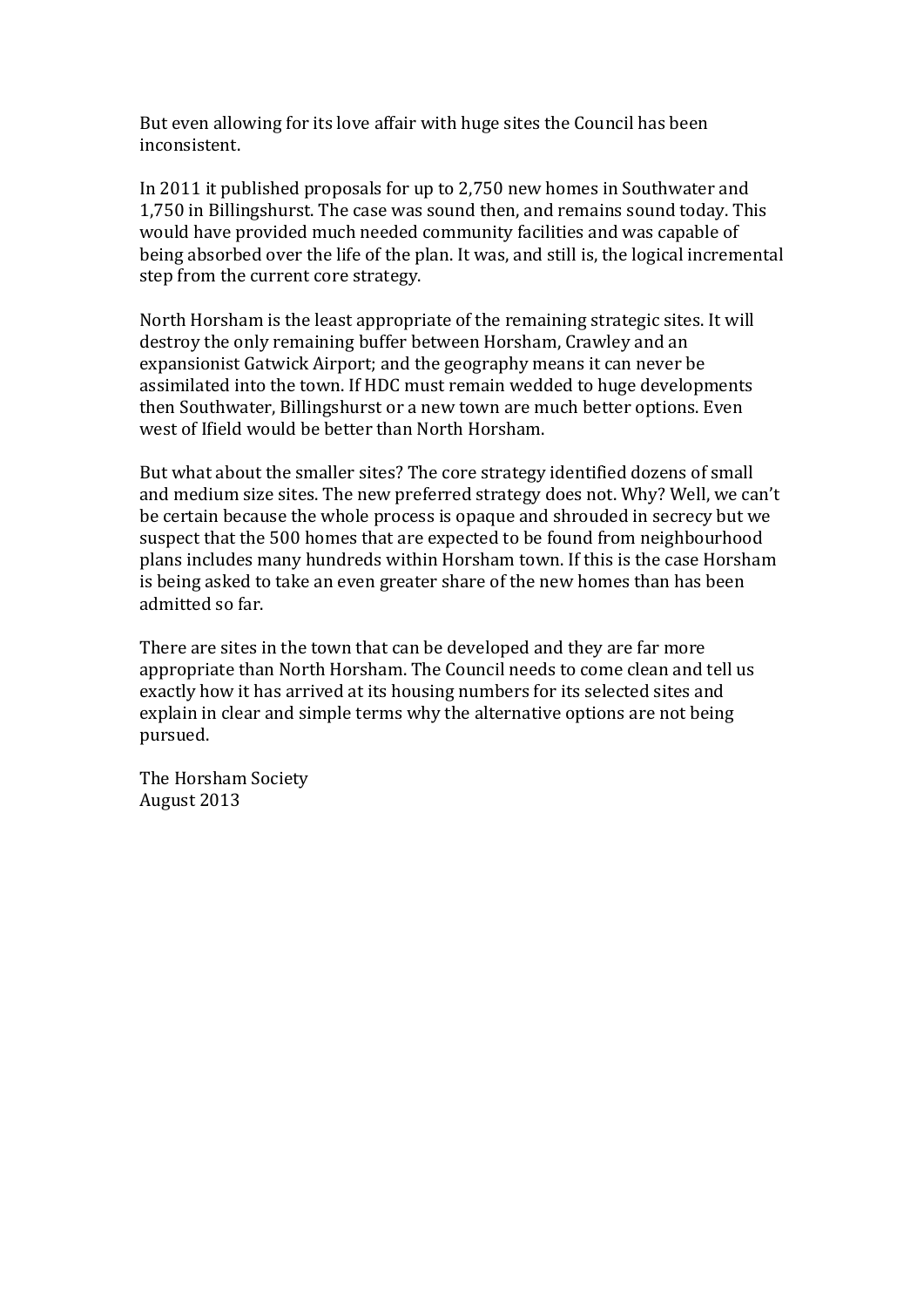But even allowing for its love affair with huge sites the Council has been inconsistent.

In 2011 it published proposals for up to 2,750 new homes in Southwater and 1,750 in Billingshurst. The case was sound then, and remains sound today. This would have provided much needed community facilities and was capable of being absorbed over the life of the plan. It was, and still is, the logical incremental step from the current core strategy.

North Horsham is the least appropriate of the remaining strategic sites. It will destroy the only remaining buffer between Horsham, Crawley and an expansionist Gatwick Airport; and the geography means it can never be assimilated into the town. If HDC must remain wedded to huge developments then Southwater, Billingshurst or a new town are much better options. Even west of Ifield would be better than North Horsham.

But what about the smaller sites? The core strategy identified dozens of small and medium size sites. The new preferred strategy does not. Why? Well, we can't be certain because the whole process is opaque and shrouded in secrecy but we suspect that the 500 homes that are expected to be found from neighbourhood plans includes many hundreds within Horsham town. If this is the case Horsham is being asked to take an even greater share of the new homes than has been admitted so far.

There are sites in the town that can be developed and they are far more appropriate than North Horsham. The Council needs to come clean and tell us exactly how it has arrived at its housing numbers for its selected sites and explain in clear and simple terms why the alternative options are not being pursued.

The Horsham Society
August 2013